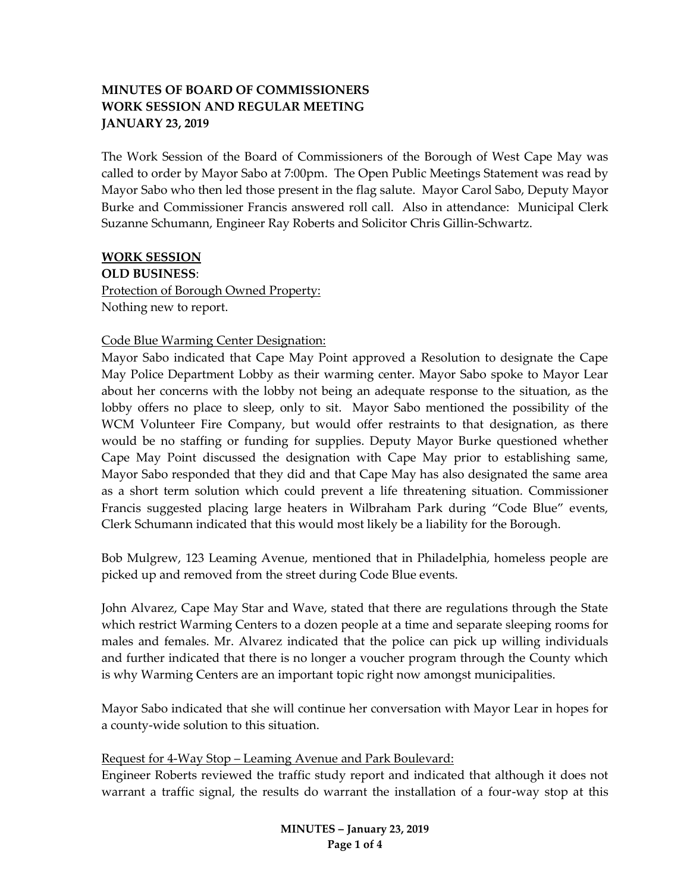**MINUTES OF BOARD OF COMMISSIONERS**
**WORK SESSION AND REGULAR MEETING**
**JANUARY 23, 2019**

The Work Session of the Board of Commissioners of the Borough of West Cape May was called to order by Mayor Sabo at 7:00pm. The Open Public Meetings Statement was read by Mayor Sabo who then led those present in the flag salute. Mayor Carol Sabo, Deputy Mayor Burke and Commissioner Francis answered roll call. Also in attendance: Municipal Clerk Suzanne Schumann, Engineer Ray Roberts and Solicitor Chris Gillin-Schwartz.

**WORK SESSION**

**OLD BUSINESS**:

Protection of Borough Owned Property:
Nothing new to report.

Code Blue Warming Center Designation:
Mayor Sabo indicated that Cape May Point approved a Resolution to designate the Cape May Police Department Lobby as their warming center. Mayor Sabo spoke to Mayor Lear about her concerns with the lobby not being an adequate response to the situation, as the lobby offers no place to sleep, only to sit. Mayor Sabo mentioned the possibility of the WCM Volunteer Fire Company, but would offer restraints to that designation, as there would be no staffing or funding for supplies. Deputy Mayor Burke questioned whether Cape May Point discussed the designation with Cape May prior to establishing same, Mayor Sabo responded that they did and that Cape May has also designated the same area as a short term solution which could prevent a life threatening situation. Commissioner Francis suggested placing large heaters in Wilbraham Park during "Code Blue" events, Clerk Schumann indicated that this would most likely be a liability for the Borough.

Bob Mulgrew, 123 Leaming Avenue, mentioned that in Philadelphia, homeless people are picked up and removed from the street during Code Blue events.

John Alvarez, Cape May Star and Wave, stated that there are regulations through the State which restrict Warming Centers to a dozen people at a time and separate sleeping rooms for males and females. Mr. Alvarez indicated that the police can pick up willing individuals and further indicated that there is no longer a voucher program through the County which is why Warming Centers are an important topic right now amongst municipalities.

Mayor Sabo indicated that she will continue her conversation with Mayor Lear in hopes for a county-wide solution to this situation.

Request for 4-Way Stop – Leaming Avenue and Park Boulevard:
Engineer Roberts reviewed the traffic study report and indicated that although it does not warrant a traffic signal, the results do warrant the installation of a four-way stop at this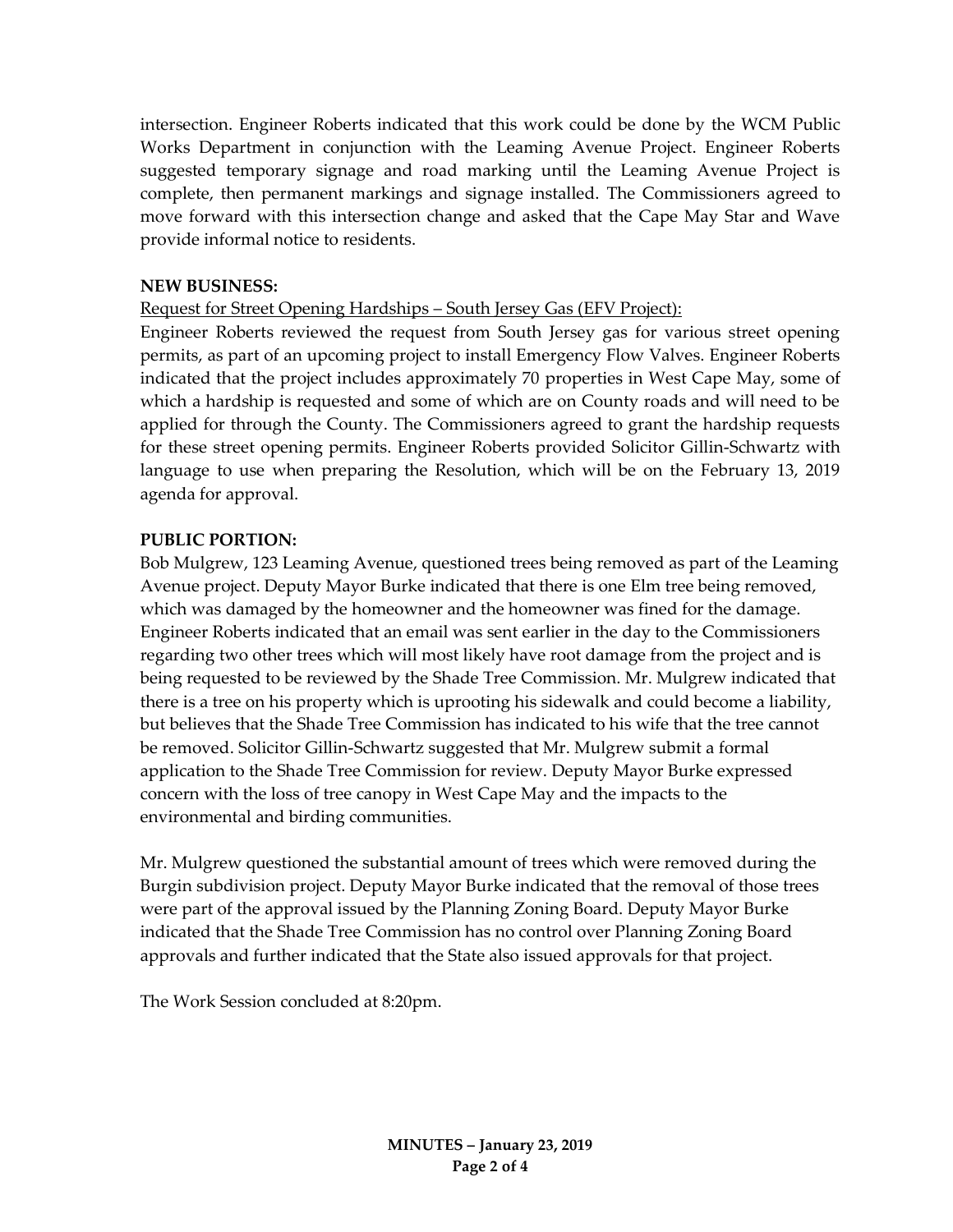intersection. Engineer Roberts indicated that this work could be done by the WCM Public Works Department in conjunction with the Leaming Avenue Project. Engineer Roberts suggested temporary signage and road marking until the Leaming Avenue Project is complete, then permanent markings and signage installed. The Commissioners agreed to move forward with this intersection change and asked that the Cape May Star and Wave provide informal notice to residents.

**NEW BUSINESS:**

Request for Street Opening Hardships – South Jersey Gas (EFV Project):

Engineer Roberts reviewed the request from South Jersey gas for various street opening permits, as part of an upcoming project to install Emergency Flow Valves. Engineer Roberts indicated that the project includes approximately 70 properties in West Cape May, some of which a hardship is requested and some of which are on County roads and will need to be applied for through the County. The Commissioners agreed to grant the hardship requests for these street opening permits. Engineer Roberts provided Solicitor Gillin-Schwartz with language to use when preparing the Resolution, which will be on the February 13, 2019 agenda for approval.

**PUBLIC PORTION:**

Bob Mulgrew, 123 Leaming Avenue, questioned trees being removed as part of the Leaming Avenue project. Deputy Mayor Burke indicated that there is one Elm tree being removed, which was damaged by the homeowner and the homeowner was fined for the damage. Engineer Roberts indicated that an email was sent earlier in the day to the Commissioners regarding two other trees which will most likely have root damage from the project and is being requested to be reviewed by the Shade Tree Commission. Mr. Mulgrew indicated that there is a tree on his property which is uprooting his sidewalk and could become a liability, but believes that the Shade Tree Commission has indicated to his wife that the tree cannot be removed. Solicitor Gillin-Schwartz suggested that Mr. Mulgrew submit a formal application to the Shade Tree Commission for review. Deputy Mayor Burke expressed concern with the loss of tree canopy in West Cape May and the impacts to the environmental and birding communities.

Mr. Mulgrew questioned the substantial amount of trees which were removed during the Burgin subdivision project. Deputy Mayor Burke indicated that the removal of those trees were part of the approval issued by the Planning Zoning Board. Deputy Mayor Burke indicated that the Shade Tree Commission has no control over Planning Zoning Board approvals and further indicated that the State also issued approvals for that project.

The Work Session concluded at 8:20pm.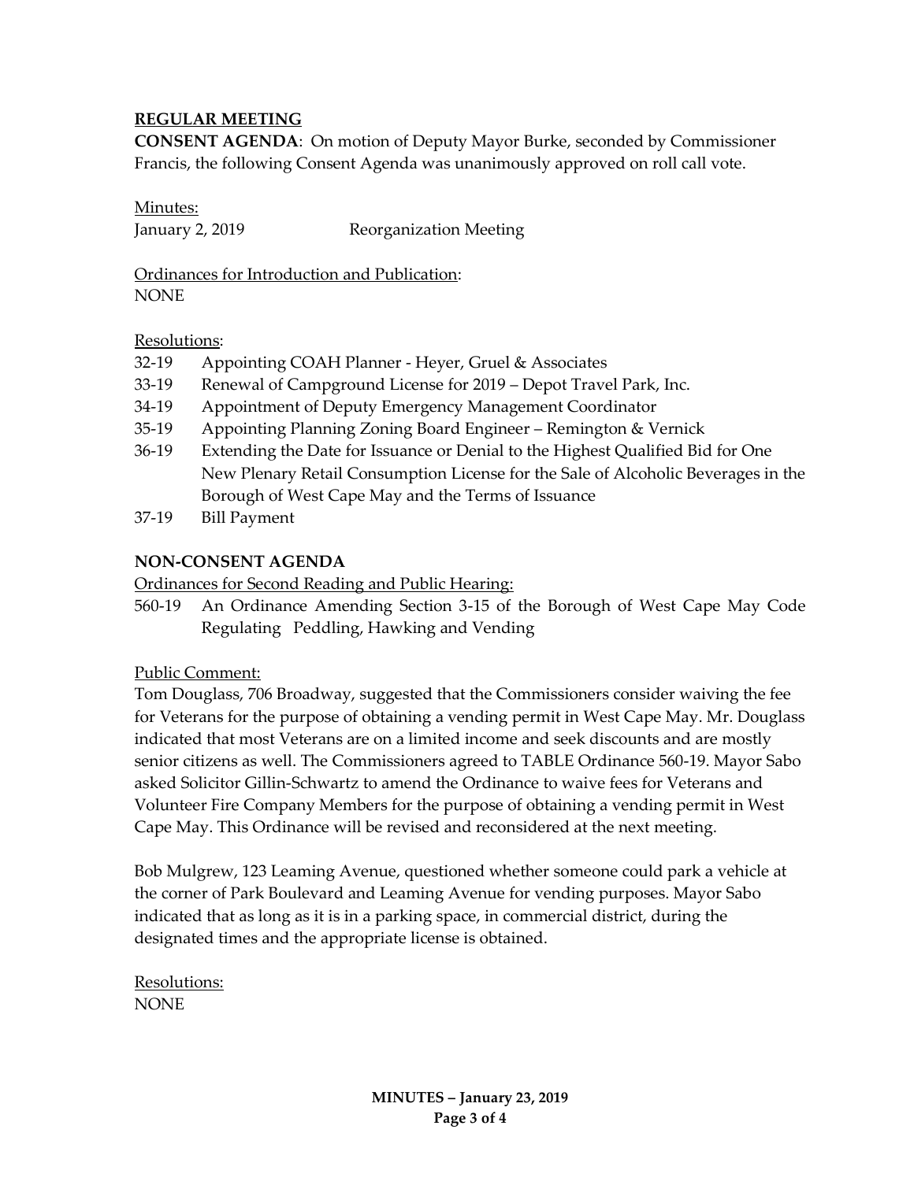**REGULAR MEETING**

**CONSENT AGENDA**: On motion of Deputy Mayor Burke, seconded by Commissioner Francis, the following Consent Agenda was unanimously approved on roll call vote.

Minutes:

January 2, 2019 Reorganization Meeting

Ordinances for Introduction and Publication:

NONE

Resolutions:

- 32-19 Appointing COAH Planner - Heyer, Gruel & Associates
- 33-19 Renewal of Campground License for 2019 – Depot Travel Park, Inc.
- 34-19 Appointment of Deputy Emergency Management Coordinator
- 35-19 Appointing Planning Zoning Board Engineer – Remington & Vernick
- 36-19 Extending the Date for Issuance or Denial to the Highest Qualified Bid for One New Plenary Retail Consumption License for the Sale of Alcoholic Beverages in the Borough of West Cape May and the Terms of Issuance
- 37-19 Bill Payment

**NON-CONSENT AGENDA**

Ordinances for Second Reading and Public Hearing:

560-19 An Ordinance Amending Section 3-15 of the Borough of West Cape May Code Regulating Peddling, Hawking and Vending

Public Comment:

Tom Douglass, 706 Broadway, suggested that the Commissioners consider waiving the fee for Veterans for the purpose of obtaining a vending permit in West Cape May. Mr. Douglass indicated that most Veterans are on a limited income and seek discounts and are mostly senior citizens as well. The Commissioners agreed to TABLE Ordinance 560-19. Mayor Sabo asked Solicitor Gillin-Schwartz to amend the Ordinance to waive fees for Veterans and Volunteer Fire Company Members for the purpose of obtaining a vending permit in West Cape May. This Ordinance will be revised and reconsidered at the next meeting.

Bob Mulgrew, 123 Leaming Avenue, questioned whether someone could park a vehicle at the corner of Park Boulevard and Leaming Avenue for vending purposes. Mayor Sabo indicated that as long as it is in a parking space, in commercial district, during the designated times and the appropriate license is obtained.

Resolutions:

NONE

**MINUTES – January 23, 2019**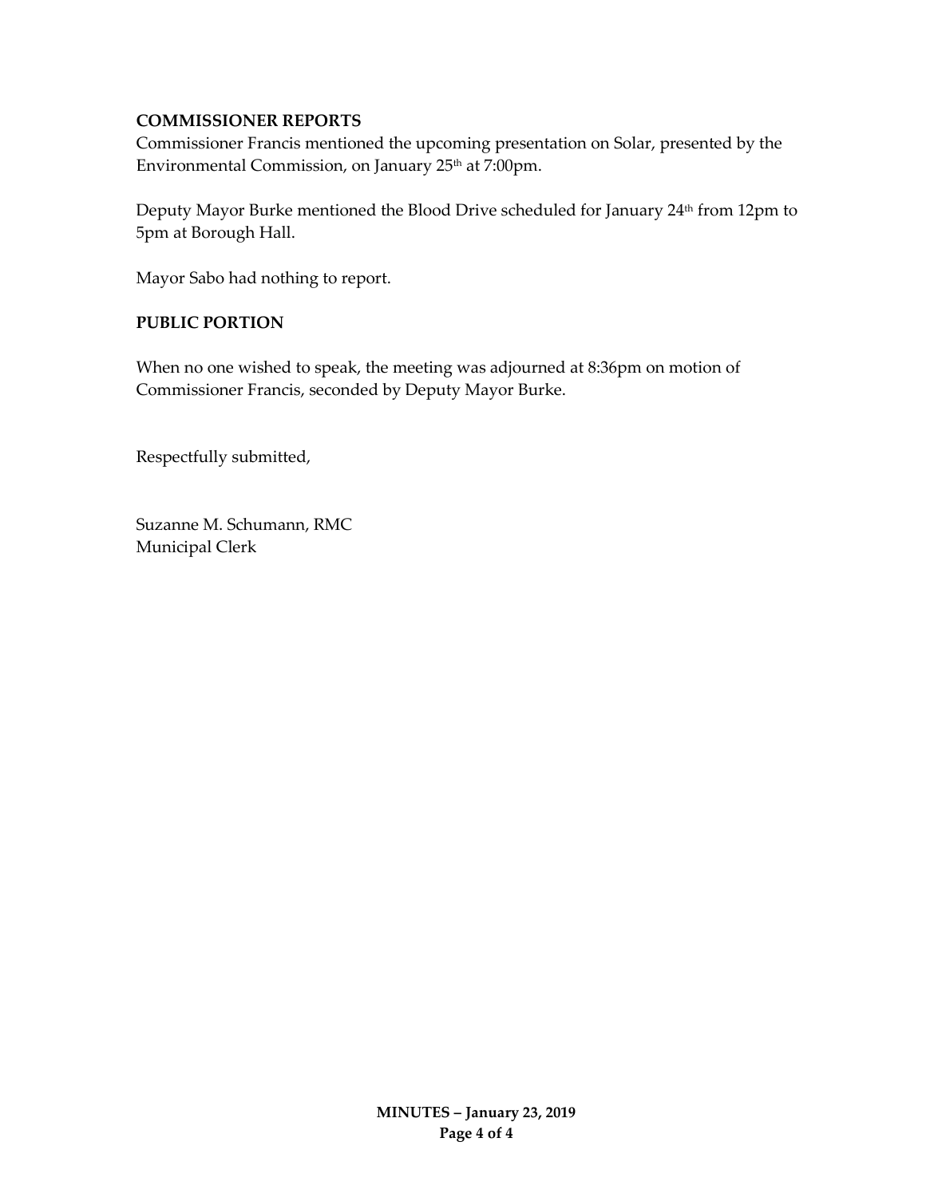**COMMISSIONER REPORTS**

Commissioner Francis mentioned the upcoming presentation on Solar, presented by the Environmental Commission, on January 25th at 7:00pm.

Deputy Mayor Burke mentioned the Blood Drive scheduled for January 24th from 12pm to 5pm at Borough Hall.

Mayor Sabo had nothing to report.

**PUBLIC PORTION**

When no one wished to speak, the meeting was adjourned at 8:36pm on motion of Commissioner Francis, seconded by Deputy Mayor Burke.

Respectfully submitted,

Suzanne M. Schumann, RMC
Municipal Clerk